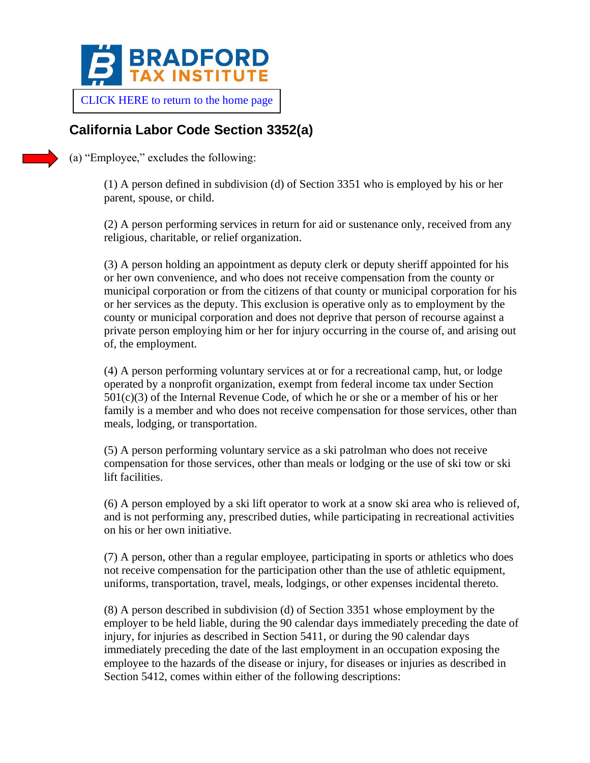**BRADFORD TAX INSTITUTE**

CLICK HERE to return to the home page

## California Labor Code Section 3352(a)

(a) "Employee," excludes the following:

(1) A person defined in subdivision (d) of Section 3351 who is employed by his or her parent, spouse, or child.

(2) A person performing services in return for aid or sustenance only, received from any religious, charitable, or relief organization.

(3) A person holding an appointment as deputy clerk or deputy sheriff appointed for his or her own convenience, and who does not receive compensation from the county or municipal corporation or from the citizens of that county or municipal corporation for his or her services as the deputy. This exclusion is operative only as to employment by the county or municipal corporation and does not deprive that person of recourse against a private person employing him or her for injury occurring in the course of, and arising out of, the employment.

(4) A person performing voluntary services at or for a recreational camp, hut, or lodge operated by a nonprofit organization, exempt from federal income tax under Section 501(c)(3) of the Internal Revenue Code, of which he or she or a member of his or her family is a member and who does not receive compensation for those services, other than meals, lodging, or transportation.

(5) A person performing voluntary service as a ski patrolman who does not receive compensation for those services, other than meals or lodging or the use of ski tow or ski lift facilities.

(6) A person employed by a ski lift operator to work at a snow ski area who is relieved of, and is not performing any, prescribed duties, while participating in recreational activities on his or her own initiative.

(7) A person, other than a regular employee, participating in sports or athletics who does not receive compensation for the participation other than the use of athletic equipment, uniforms, transportation, travel, meals, lodgings, or other expenses incidental thereto.

(8) A person described in subdivision (d) of Section 3351 whose employment by the employer to be held liable, during the 90 calendar days immediately preceding the date of injury, for injuries as described in Section 5411, or during the 90 calendar days immediately preceding the date of the last employment in an occupation exposing the employee to the hazards of the disease or injury, for diseases or injuries as described in Section 5412, comes within either of the following descriptions: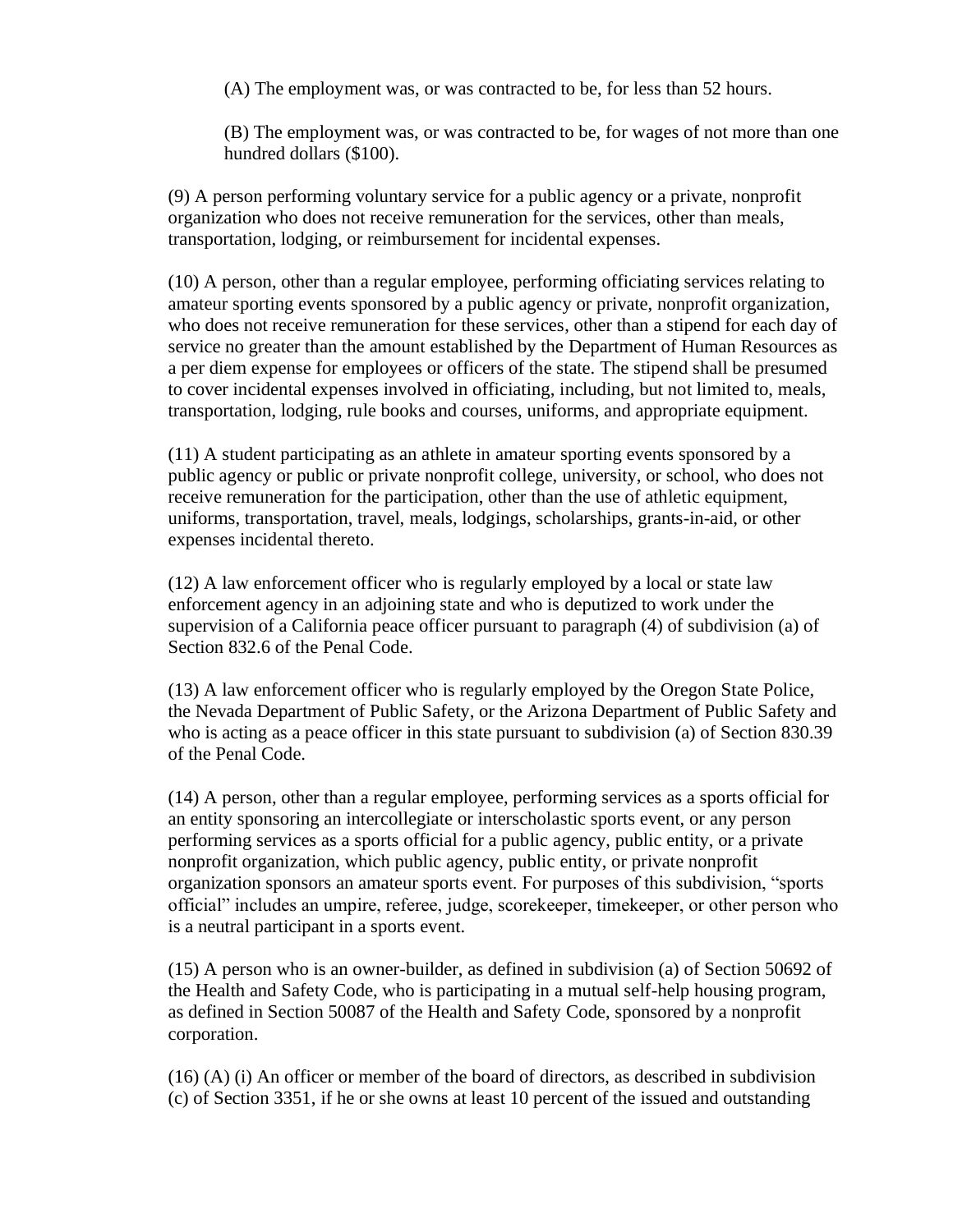(A) The employment was, or was contracted to be, for less than 52 hours.

(B) The employment was, or was contracted to be, for wages of not more than one hundred dollars ($100).

(9) A person performing voluntary service for a public agency or a private, nonprofit organization who does not receive remuneration for the services, other than meals, transportation, lodging, or reimbursement for incidental expenses.

(10) A person, other than a regular employee, performing officiating services relating to amateur sporting events sponsored by a public agency or private, nonprofit organization, who does not receive remuneration for these services, other than a stipend for each day of service no greater than the amount established by the Department of Human Resources as a per diem expense for employees or officers of the state. The stipend shall be presumed to cover incidental expenses involved in officiating, including, but not limited to, meals, transportation, lodging, rule books and courses, uniforms, and appropriate equipment.

(11) A student participating as an athlete in amateur sporting events sponsored by a public agency or public or private nonprofit college, university, or school, who does not receive remuneration for the participation, other than the use of athletic equipment, uniforms, transportation, travel, meals, lodgings, scholarships, grants-in-aid, or other expenses incidental thereto.

(12) A law enforcement officer who is regularly employed by a local or state law enforcement agency in an adjoining state and who is deputized to work under the supervision of a California peace officer pursuant to paragraph (4) of subdivision (a) of Section 832.6 of the Penal Code.

(13) A law enforcement officer who is regularly employed by the Oregon State Police, the Nevada Department of Public Safety, or the Arizona Department of Public Safety and who is acting as a peace officer in this state pursuant to subdivision (a) of Section 830.39 of the Penal Code.

(14) A person, other than a regular employee, performing services as a sports official for an entity sponsoring an intercollegiate or interscholastic sports event, or any person performing services as a sports official for a public agency, public entity, or a private nonprofit organization, which public agency, public entity, or private nonprofit organization sponsors an amateur sports event. For purposes of this subdivision, "sports official" includes an umpire, referee, judge, scorekeeper, timekeeper, or other person who is a neutral participant in a sports event.

(15) A person who is an owner-builder, as defined in subdivision (a) of Section 50692 of the Health and Safety Code, who is participating in a mutual self-help housing program, as defined in Section 50087 of the Health and Safety Code, sponsored by a nonprofit corporation.

(16) (A) (i) An officer or member of the board of directors, as described in subdivision (c) of Section 3351, if he or she owns at least 10 percent of the issued and outstanding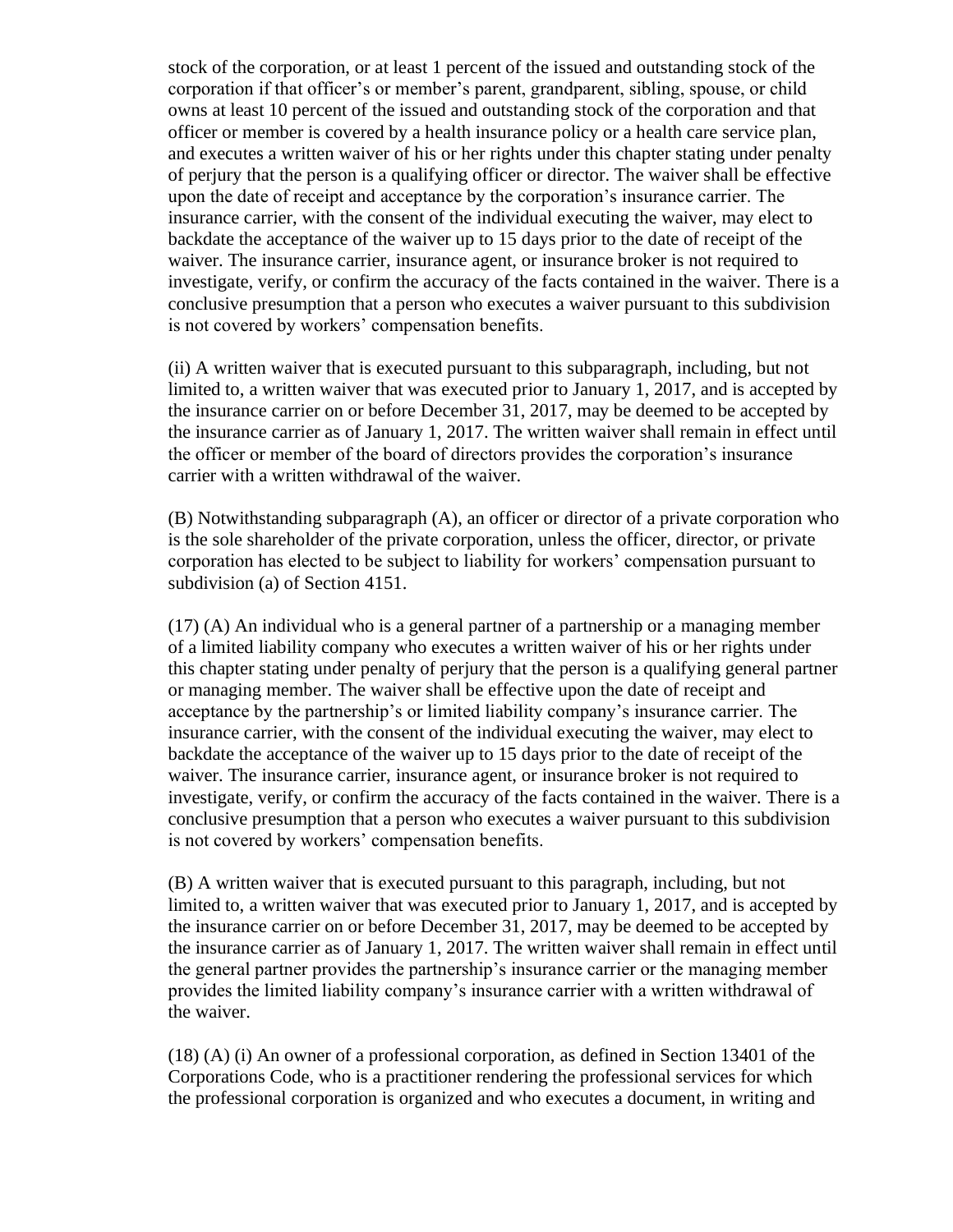stock of the corporation, or at least 1 percent of the issued and outstanding stock of the corporation if that officer's or member's parent, grandparent, sibling, spouse, or child owns at least 10 percent of the issued and outstanding stock of the corporation and that officer or member is covered by a health insurance policy or a health care service plan, and executes a written waiver of his or her rights under this chapter stating under penalty of perjury that the person is a qualifying officer or director. The waiver shall be effective upon the date of receipt and acceptance by the corporation's insurance carrier. The insurance carrier, with the consent of the individual executing the waiver, may elect to backdate the acceptance of the waiver up to 15 days prior to the date of receipt of the waiver. The insurance carrier, insurance agent, or insurance broker is not required to investigate, verify, or confirm the accuracy of the facts contained in the waiver. There is a conclusive presumption that a person who executes a waiver pursuant to this subdivision is not covered by workers' compensation benefits.

(ii) A written waiver that is executed pursuant to this subparagraph, including, but not limited to, a written waiver that was executed prior to January 1, 2017, and is accepted by the insurance carrier on or before December 31, 2017, may be deemed to be accepted by the insurance carrier as of January 1, 2017. The written waiver shall remain in effect until the officer or member of the board of directors provides the corporation's insurance carrier with a written withdrawal of the waiver.

(B) Notwithstanding subparagraph (A), an officer or director of a private corporation who is the sole shareholder of the private corporation, unless the officer, director, or private corporation has elected to be subject to liability for workers' compensation pursuant to subdivision (a) of Section 4151.

(17) (A) An individual who is a general partner of a partnership or a managing member of a limited liability company who executes a written waiver of his or her rights under this chapter stating under penalty of perjury that the person is a qualifying general partner or managing member. The waiver shall be effective upon the date of receipt and acceptance by the partnership's or limited liability company's insurance carrier. The insurance carrier, with the consent of the individual executing the waiver, may elect to backdate the acceptance of the waiver up to 15 days prior to the date of receipt of the waiver. The insurance carrier, insurance agent, or insurance broker is not required to investigate, verify, or confirm the accuracy of the facts contained in the waiver. There is a conclusive presumption that a person who executes a waiver pursuant to this subdivision is not covered by workers' compensation benefits.

(B) A written waiver that is executed pursuant to this paragraph, including, but not limited to, a written waiver that was executed prior to January 1, 2017, and is accepted by the insurance carrier on or before December 31, 2017, may be deemed to be accepted by the insurance carrier as of January 1, 2017. The written waiver shall remain in effect until the general partner provides the partnership's insurance carrier or the managing member provides the limited liability company's insurance carrier with a written withdrawal of the waiver.

(18) (A) (i) An owner of a professional corporation, as defined in Section 13401 of the Corporations Code, who is a practitioner rendering the professional services for which the professional corporation is organized and who executes a document, in writing and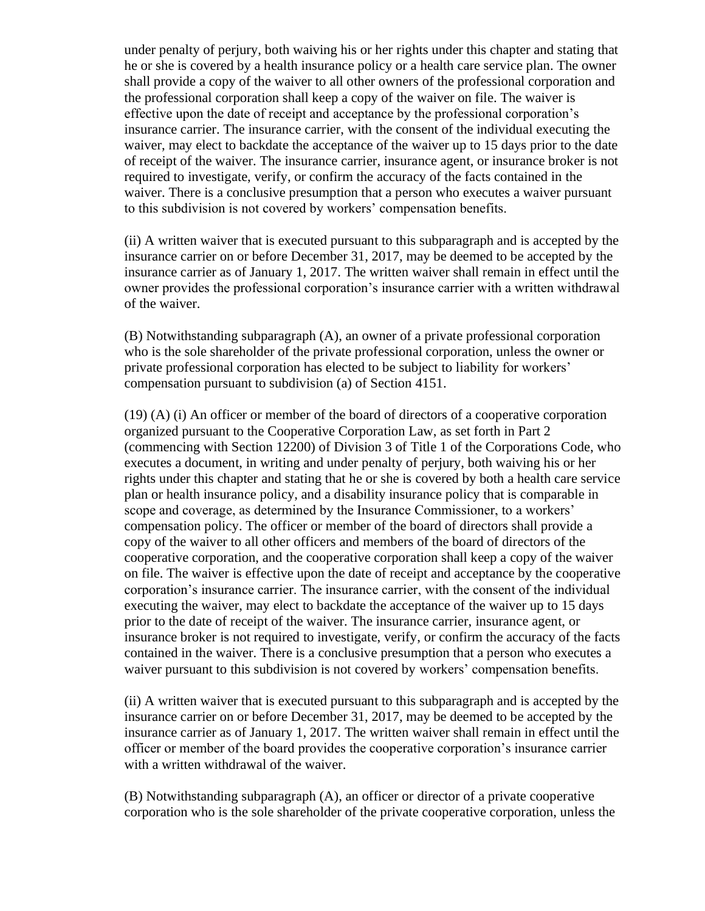under penalty of perjury, both waiving his or her rights under this chapter and stating that he or she is covered by a health insurance policy or a health care service plan. The owner shall provide a copy of the waiver to all other owners of the professional corporation and the professional corporation shall keep a copy of the waiver on file. The waiver is effective upon the date of receipt and acceptance by the professional corporation's insurance carrier. The insurance carrier, with the consent of the individual executing the waiver, may elect to backdate the acceptance of the waiver up to 15 days prior to the date of receipt of the waiver. The insurance carrier, insurance agent, or insurance broker is not required to investigate, verify, or confirm the accuracy of the facts contained in the waiver. There is a conclusive presumption that a person who executes a waiver pursuant to this subdivision is not covered by workers' compensation benefits.

(ii) A written waiver that is executed pursuant to this subparagraph and is accepted by the insurance carrier on or before December 31, 2017, may be deemed to be accepted by the insurance carrier as of January 1, 2017. The written waiver shall remain in effect until the owner provides the professional corporation's insurance carrier with a written withdrawal of the waiver.

(B) Notwithstanding subparagraph (A), an owner of a private professional corporation who is the sole shareholder of the private professional corporation, unless the owner or private professional corporation has elected to be subject to liability for workers' compensation pursuant to subdivision (a) of Section 4151.

(19) (A) (i) An officer or member of the board of directors of a cooperative corporation organized pursuant to the Cooperative Corporation Law, as set forth in Part 2 (commencing with Section 12200) of Division 3 of Title 1 of the Corporations Code, who executes a document, in writing and under penalty of perjury, both waiving his or her rights under this chapter and stating that he or she is covered by both a health care service plan or health insurance policy, and a disability insurance policy that is comparable in scope and coverage, as determined by the Insurance Commissioner, to a workers' compensation policy. The officer or member of the board of directors shall provide a copy of the waiver to all other officers and members of the board of directors of the cooperative corporation, and the cooperative corporation shall keep a copy of the waiver on file. The waiver is effective upon the date of receipt and acceptance by the cooperative corporation's insurance carrier. The insurance carrier, with the consent of the individual executing the waiver, may elect to backdate the acceptance of the waiver up to 15 days prior to the date of receipt of the waiver. The insurance carrier, insurance agent, or insurance broker is not required to investigate, verify, or confirm the accuracy of the facts contained in the waiver. There is a conclusive presumption that a person who executes a waiver pursuant to this subdivision is not covered by workers' compensation benefits.

(ii) A written waiver that is executed pursuant to this subparagraph and is accepted by the insurance carrier on or before December 31, 2017, may be deemed to be accepted by the insurance carrier as of January 1, 2017. The written waiver shall remain in effect until the officer or member of the board provides the cooperative corporation's insurance carrier with a written withdrawal of the waiver.

(B) Notwithstanding subparagraph (A), an officer or director of a private cooperative corporation who is the sole shareholder of the private cooperative corporation, unless the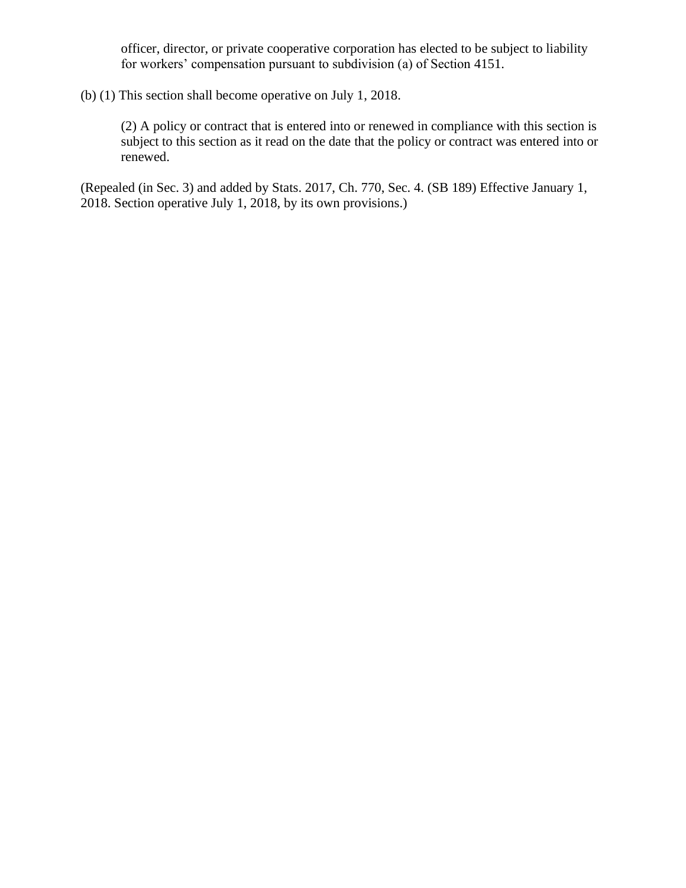officer, director, or private cooperative corporation has elected to be subject to liability for workers' compensation pursuant to subdivision (a) of Section 4151.

(b) (1) This section shall become operative on July 1, 2018.

(2) A policy or contract that is entered into or renewed in compliance with this section is subject to this section as it read on the date that the policy or contract was entered into or renewed.

(Repealed (in Sec. 3) and added by Stats. 2017, Ch. 770, Sec. 4. (SB 189) Effective January 1, 2018. Section operative July 1, 2018, by its own provisions.)